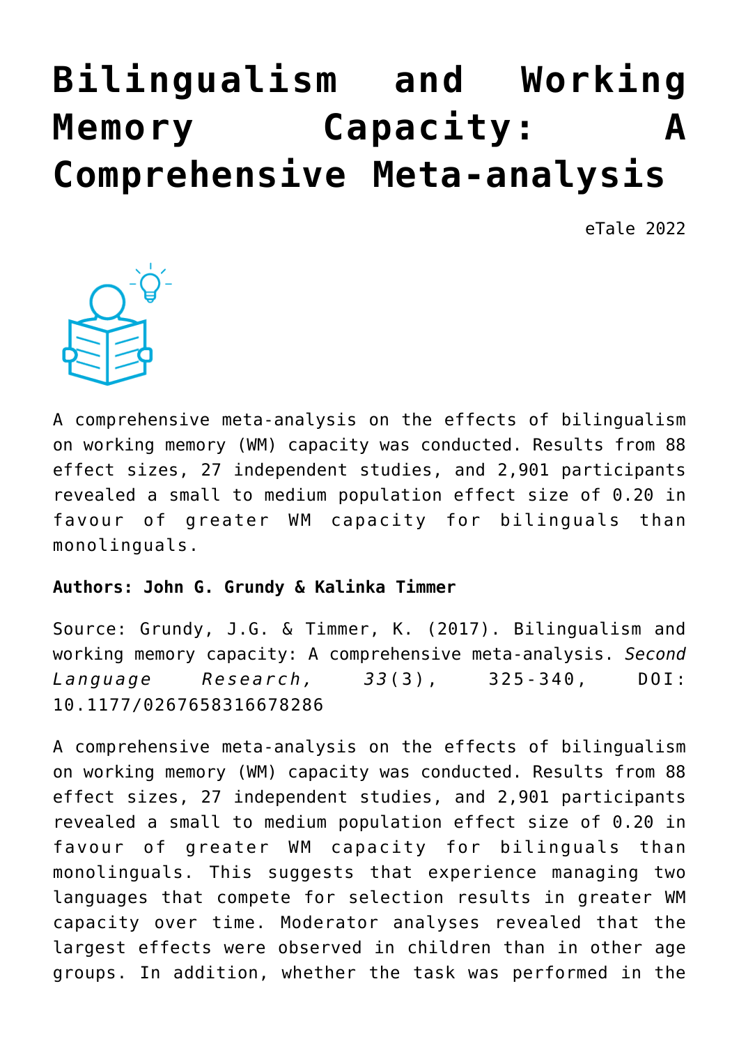# Bilingualism and Working Memory Capacity: A Comprehensive Meta-analysis

eTale 2022

A comprehensive meta-analysis on the effects of bilingualism on working memory (WM) capacity was conducted. Results from 88 effect sizes, 27 independent studies, and 2,901 participants revealed a small to medium population effect size of 0.20 in favour of greater WM capacity for bilinguals than monolinguals.

**Authors: John G. Grundy & Kalinka Timmer**

Source: Grundy, J.G. & Timmer, K. (2017). Bilingualism and working memory capacity: A comprehensive meta-analysis. *Second Language Research, 33*(3), 325-340, DOI: 10.1177/0267658316678286

A comprehensive meta-analysis on the effects of bilingualism on working memory (WM) capacity was conducted. Results from 88 effect sizes, 27 independent studies, and 2,901 participants revealed a small to medium population effect size of 0.20 in favour of greater WM capacity for bilinguals than monolinguals. This suggests that experience managing two languages that compete for selection results in greater WM capacity over time. Moderator analyses revealed that the largest effects were observed in children than in other age groups. In addition, whether the task was performed in the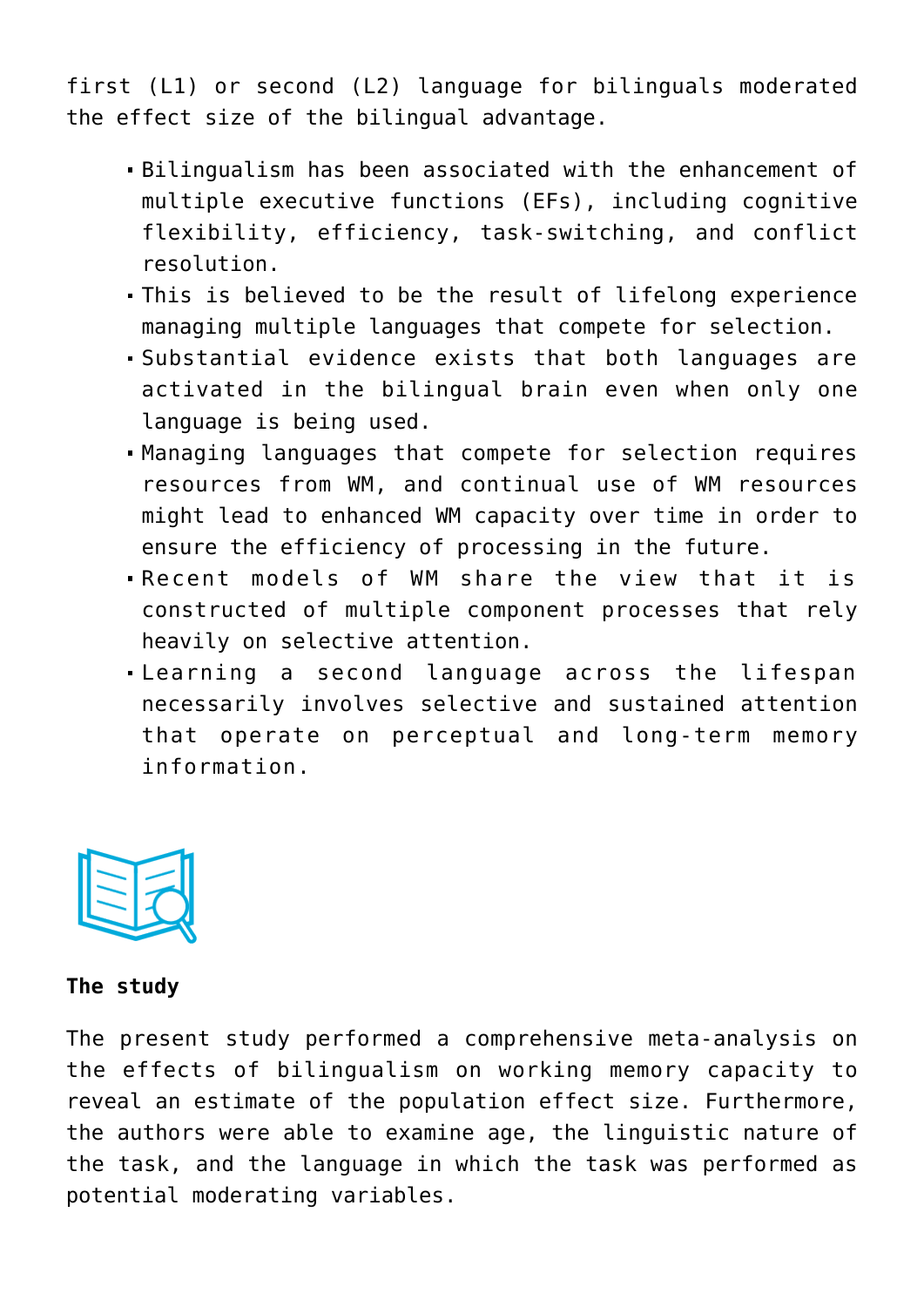first (L1) or second (L2) language for bilinguals moderated the effect size of the bilingual advantage.

- Bilingualism has been associated with the enhancement of multiple executive functions (EFs), including cognitive flexibility, efficiency, task-switching, and conflict resolution.
- This is believed to be the result of lifelong experience managing multiple languages that compete for selection.
- Substantial evidence exists that both languages are activated in the bilingual brain even when only one language is being used.
- Managing languages that compete for selection requires resources from WM, and continual use of WM resources might lead to enhanced WM capacity over time in order to ensure the efficiency of processing in the future.
- Recent models of WM share the view that it is constructed of multiple component processes that rely heavily on selective attention.
- Learning a second language across the lifespan necessarily involves selective and sustained attention that operate on perceptual and long-term memory information.

**The study**

The present study performed a comprehensive meta-analysis on the effects of bilingualism on working memory capacity to reveal an estimate of the population effect size. Furthermore, the authors were able to examine age, the linguistic nature of the task, and the language in which the task was performed as potential moderating variables.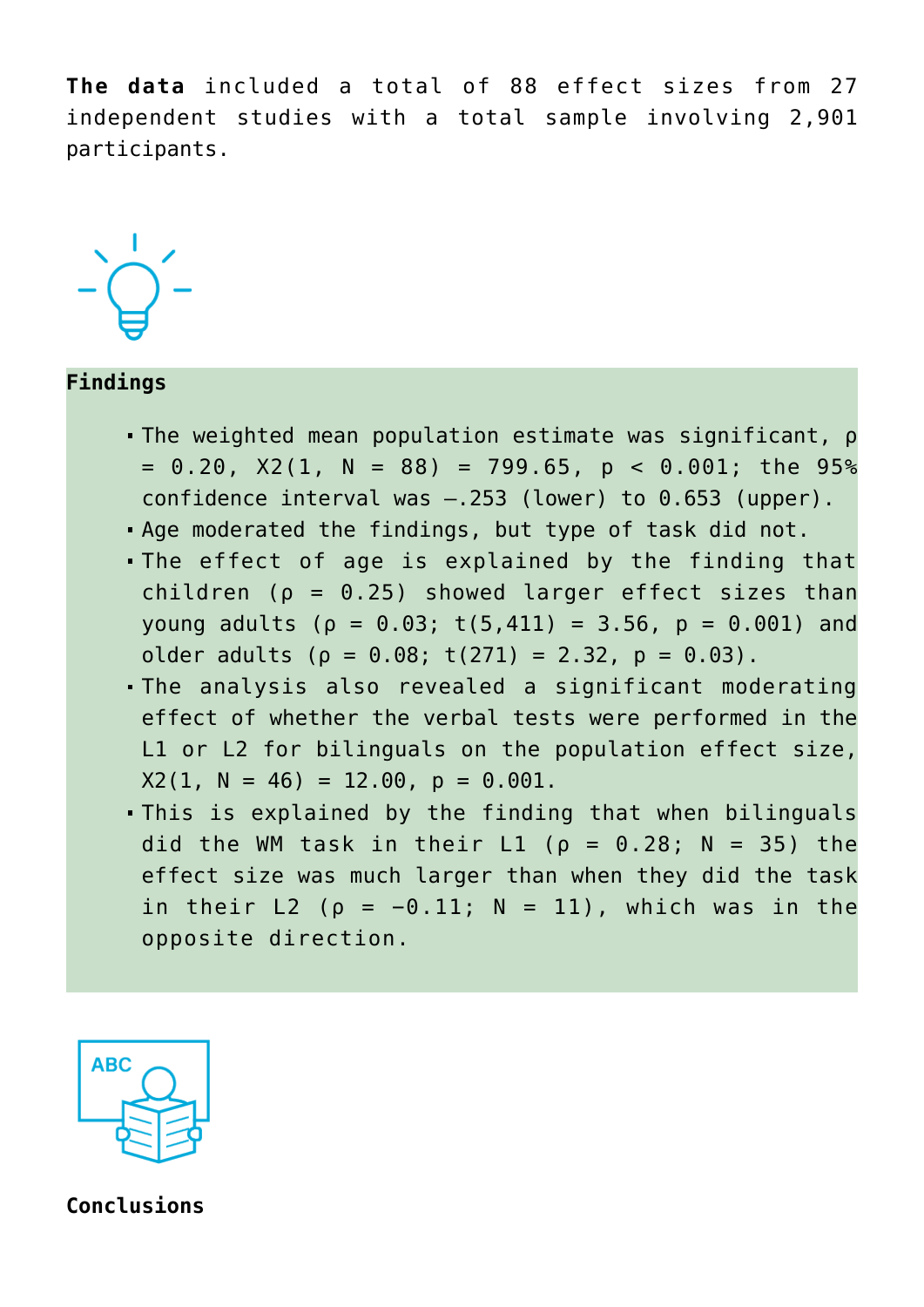**The data** included a total of 88 effect sizes from 27 independent studies with a total sample involving 2,901 participants.

**Findings**

- The weighted mean population estimate was significant, $\rho = 0.20$, $X2(1, N = 88) = 799.65$, $p < 0.001$; the 95% confidence interval was –.253 (lower) to 0.653 (upper).
- Age moderated the findings, but type of task did not.
- The effect of age is explained by the finding that children ($\rho = 0.25$) showed larger effect sizes than young adults ($\rho = 0.03$; $t(5,411) = 3.56$, $p = 0.001$) and older adults ($\rho = 0.08$; $t(271) = 2.32$, $p = 0.03$).
- The analysis also revealed a significant moderating effect of whether the verbal tests were performed in the L1 or L2 for bilinguals on the population effect size, $X2(1, N = 46) = 12.00$, $p = 0.001$.
- This is explained by the finding that when bilinguals did the WM task in their L1 ($\rho = 0.28$; $N = 35$) the effect size was much larger than when they did the task in their L2 ($\rho = -0.11$; $N = 11$), which was in the opposite direction.

**Conclusions**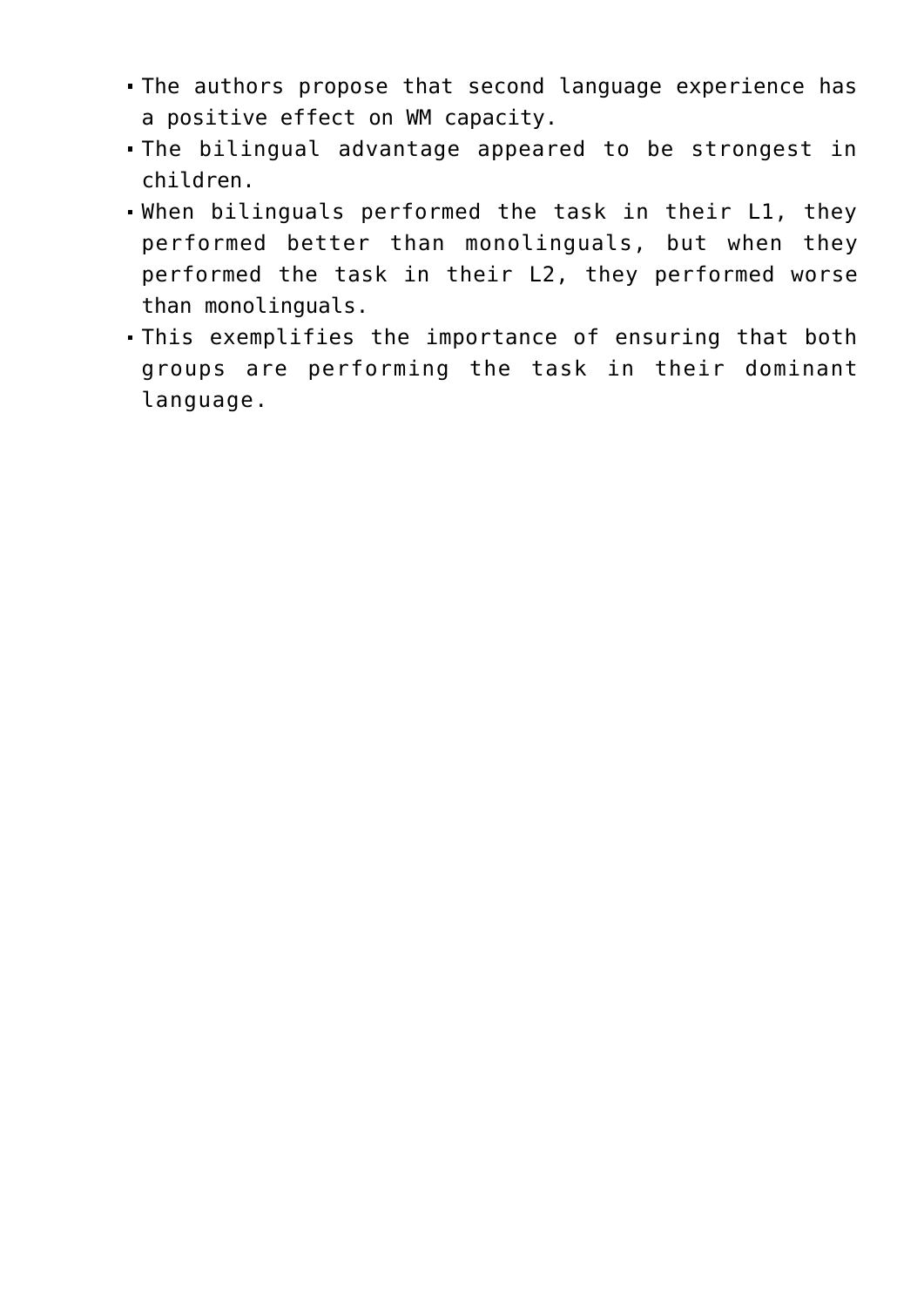- The authors propose that second language experience has a positive effect on WM capacity.
- The bilingual advantage appeared to be strongest in children.
- When bilinguals performed the task in their L1, they performed better than monolinguals, but when they performed the task in their L2, they performed worse than monolinguals.
- This exemplifies the importance of ensuring that both groups are performing the task in their dominant language.